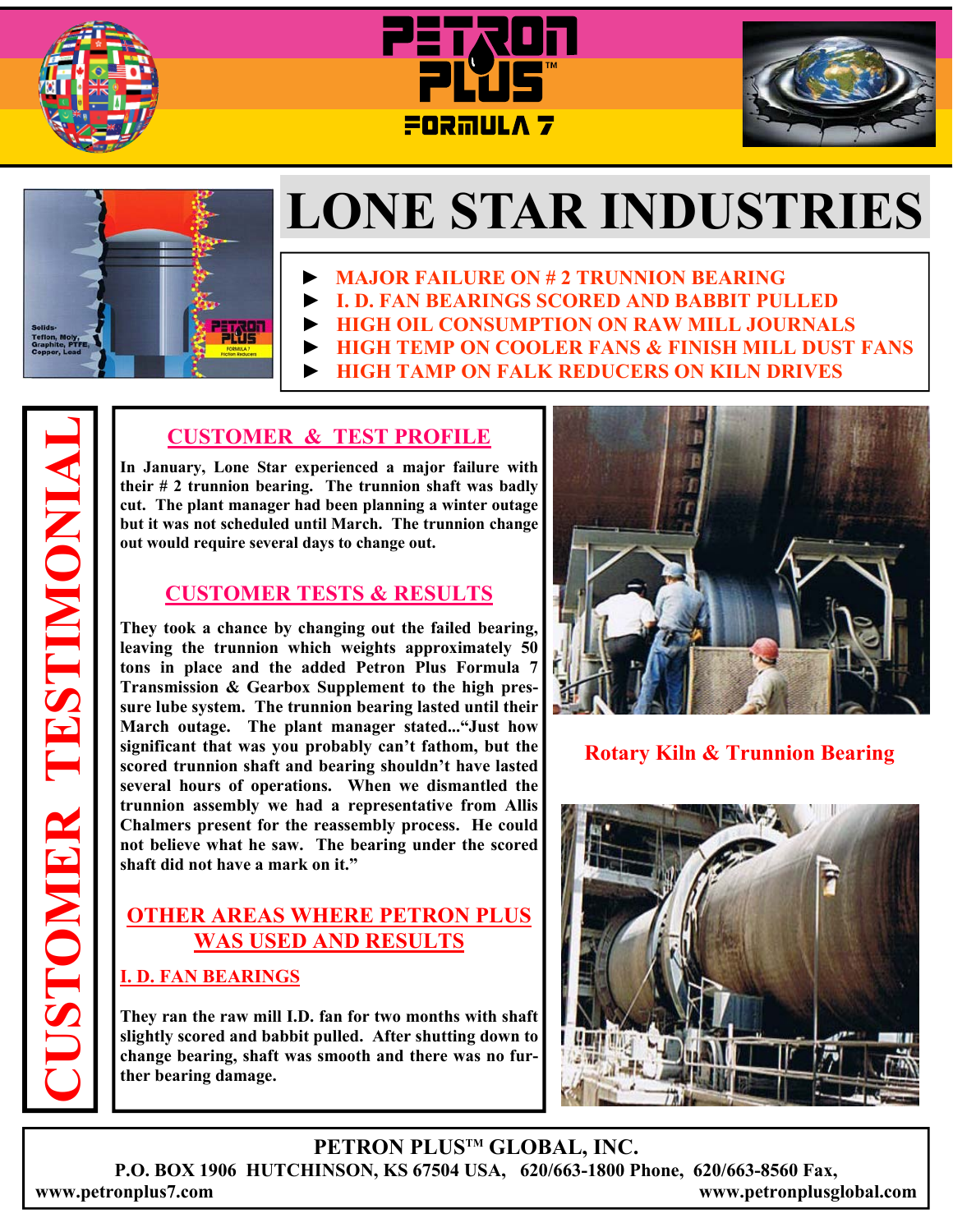# PETRON PLUS FORMULA 7

# LONE STAR INDUSTRIES

- ► MAJOR FAILURE ON # 2 TRUNNION BEARING
- ► I. D. FAN BEARINGS SCORED AND BABBIT PULLED
- ► HIGH OIL CONSUMPTION ON RAW MILL JOURNALS
- ► HIGH TEMP ON COOLER FANS & FINISH MILL DUST FANS
- ► HIGH TAMP ON FALK REDUCERS ON KILN DRIVES

## CUSTOMER TESTIMONIAL

### CUSTOMER & TEST PROFILE

**In January, Lone Star experienced a major failure with their # 2 trunnion bearing. The trunnion shaft was badly cut. The plant manager had been planning a winter outage but it was not scheduled until March. The trunnion change out would require several days to change out.**

### CUSTOMER TESTS & RESULTS

**They took a chance by changing out the failed bearing, leaving the trunnion which weights approximately 50 tons in place and the added Petron Plus Formula 7 Transmission & Gearbox Supplement to the high pressure lube system. The trunnion bearing lasted until their March outage. The plant manager stated..."Just how significant that was you probably can't fathom, but the scored trunnion shaft and bearing shouldn't have lasted several hours of operations. When we dismantled the trunnion assembly we had a representative from Allis Chalmers present for the reassembly process. He could not believe what he saw. The bearing under the scored shaft did not have a mark on it."**

### OTHER AREAS WHERE PETRON PLUS WAS USED AND RESULTS

#### I. D. FAN BEARINGS

**They ran the raw mill I.D. fan for two months with shaft slightly scored and babbit pulled. After shutting down to change bearing, shaft was smooth and there was no further bearing damage.**

Rotary Kiln & Trunnion Bearing

**PETRON PLUS™ GLOBAL, INC.**
**P.O. BOX 1906 HUTCHINSON, KS 67504 USA, 620/663-1800 Phone, 620/663-8560 Fax,**
**www.petronplus7.com www.petronplusglobal.com**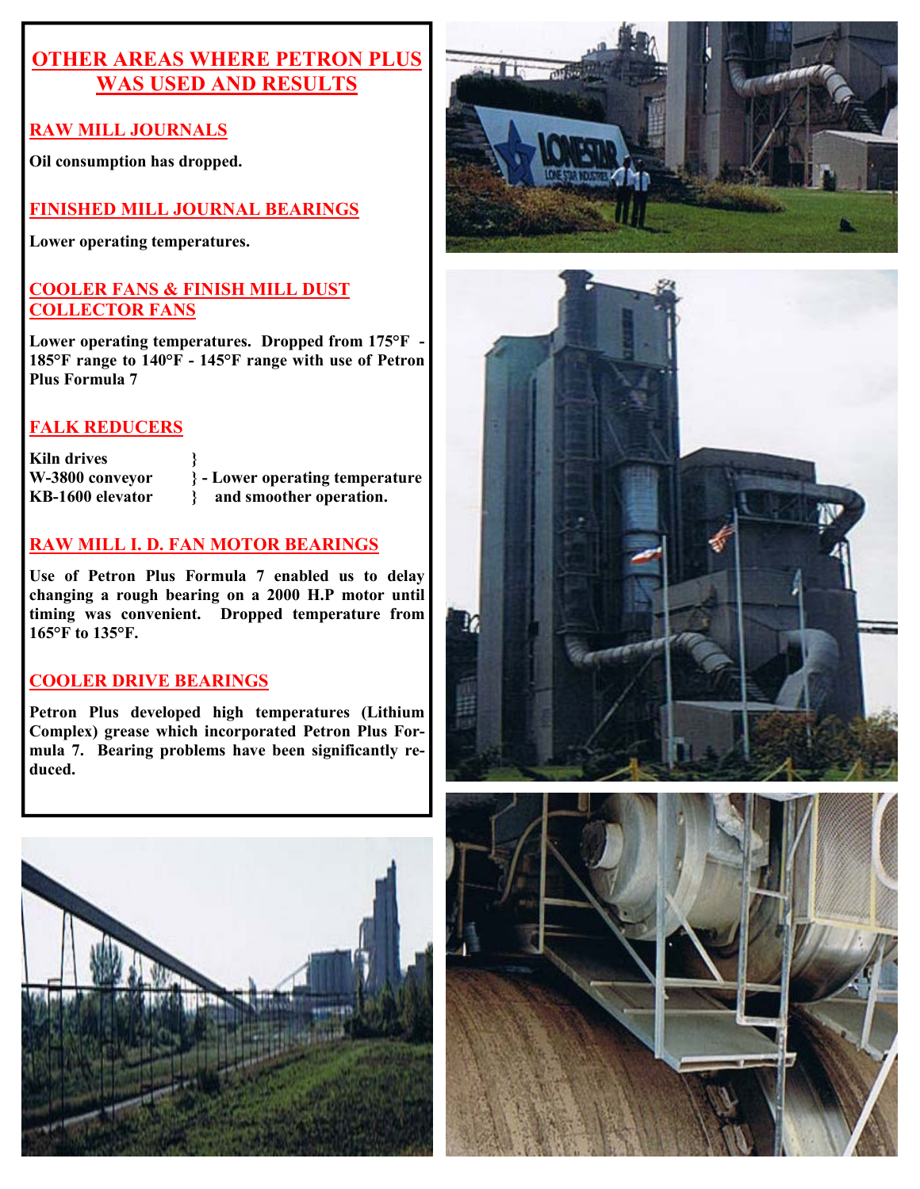## OTHER AREAS WHERE PETRON PLUS WAS USED AND RESULTS

### RAW MILL JOURNALS

**Oil consumption has dropped.**

### FINISHED MILL JOURNAL BEARINGS

**Lower operating temperatures.**

### COOLER FANS & FINISH MILL DUST COLLECTOR FANS

**Lower operating temperatures. Dropped from 175°F - 185°F range to 140°F - 145°F range with use of Petron Plus Formula 7**

### FALK REDUCERS

**Kiln drives } - Lower operating temperature and smoother operation.**
**W-3800 conveyor**
**KB-1600 elevator**

### RAW MILL I. D. FAN MOTOR BEARINGS

**Use of Petron Plus Formula 7 enabled us to delay changing a rough bearing on a 2000 H.P motor until timing was convenient. Dropped temperature from 165°F to 135°F.**

### COOLER DRIVE BEARINGS

**Petron Plus developed high temperatures (Lithium Complex) grease which incorporated Petron Plus Formula 7. Bearing problems have been significantly reduced.**